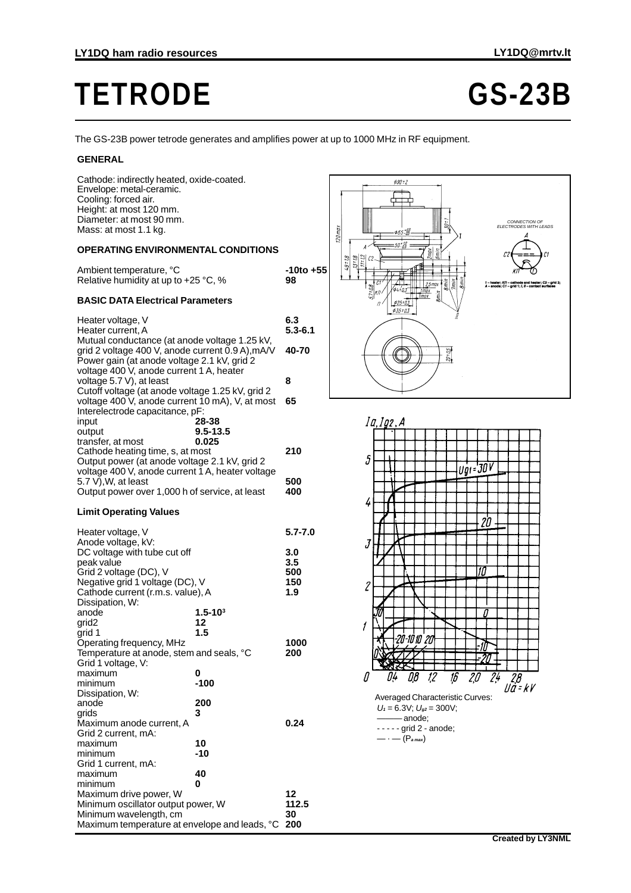# TETRODE GS-23B

The GS-23B power tetrode generates and amplifies power at up to 1000 MHz in RF equipment.

## GENERAL

Cathode: indirectly heated, oxide-coated.
Envelope: metal-ceramic.
Cooling: forced air.
Height: at most 120 mm.
Diameter: at most 90 mm.
Mass: at most 1.1 kg.

## OPERATING ENVIRONMENTAL CONDITIONS

| | |
|---|---|
| Ambient temperature, °C | -10to +55 |
| Relative humidity at up to +25 °C, % | 98 |

## BASIC DATA Electrical Parameters

| | | |
|---|---|---|
| Heater voltage, V | | 6.3 |
| Heater current, A | | 5.3-6.1 |
| Mutual conductance (at anode voltage 1.25 kV, grid 2 voltage 400 V, anode current 0.9 A),mA/V | | 40-70 |
| Power gain (at anode voltage 2.1 kV, grid 2 voltage 400 V, anode current 1 A, heater voltage 5.7 V), at least | | 8 |
| Cutoff voltage (at anode voltage 1.25 kV, grid 2 voltage 400 V, anode current 10 mA), V, at most | | 65 |
| Interelectrode capacitance, pF: | | |
| input | 28-38 | |
| output | 9.5-13.5 | |
| transfer, at most | 0.025 | |
| Cathode heating time, s, at most | | 210 |
| Output power (at anode voltage 2.1 kV, grid 2 voltage 400 V, anode current 1 A, heater voltage 5.7 V),W, at least | | 500 |
| Output power over 1,000 h of service, at least | | 400 |

## Limit Operating Values

| | | |
|---|---|---|
| Heater voltage, V | | 5.7-7.0 |
| Anode voltage, kV: | | |
| DC voltage with tube cut off | | 3.0 |
| peak value | | 3.5 |
| Grid 2 voltage (DC), V | | 500 |
| Negative grid 1 voltage (DC), V | | 150 |
| Cathode current (r.m.s. value), A | | 1.9 |
| Dissipation, W: | | |
| anode | $1.5 \cdot 10^3$ | |
| grid2 | 12 | |
| grid 1 | 1.5 | |
| Operating frequency, MHz | | 1000 |
| Temperature at anode, stem and seals, °C | | 200 |
| Grid 1 voltage, V: | | |
| maximum | 0 | |
| minimum | -100 | |
| Dissipation, W: | | |
| anode | 200 | |
| grids | 3 | |
| Maximum anode current, A | | 0.24 |
| Grid 2 current, mA: | | |
| maximum | 10 | |
| minimum | -10 | |
| Grid 1 current, mA: | | |
| maximum | 40 | |
| minimum | 0 | |
| Maximum drive power, W | | 12 |
| Minimum oscillator output power, W | | 112.5 |
| Minimum wavelength, cm | | 30 |
| Maximum temperature at envelope and leads, °C | | 200 |

CONNECTION OF ELECTRODES WITH LEADS

1 – heater; K/I – cathode and heater; C2 – grid 2; A – anode; C1 – grid 1; I, II – contact surfaces

Averaged Characteristic Curves:
$U_f$ = 6.3V; $U_{g2}$ = 300V;
——— anode;
- - - - - grid 2 - anode;
— · — ($P_{a\,max}$)

Created by LY3NML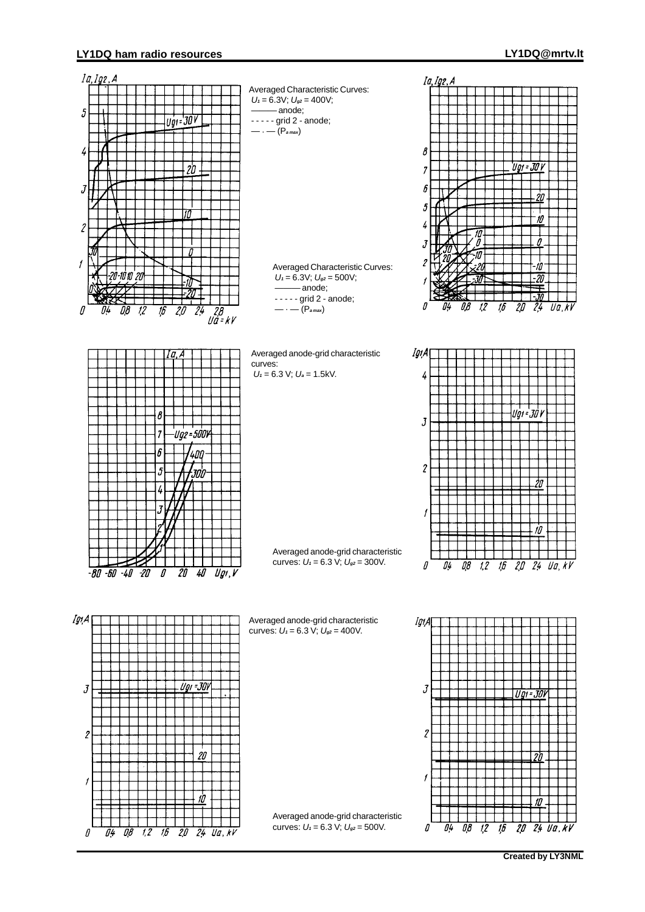Averaged Characteristic Curves: $U_f$ = 6.3V; $U_{g2}$ = 400V;
——— anode;
- - - - - grid 2 - anode;
— · — ($P_{a\,max}$)

Ia, Ig2, A

Ug1 = 30V

20

10

0

-20 -10 10 20

-10

-20

Ua = kV

Averaged Characteristic Curves: $U_f$ = 6.3V; $U_{g2}$ = 500V;
——— anode;
- - - - - grid 2 - anode;
— · — ($P_{a\,max}$)

Ia, Ig2, A

Ug1 = 30V

20

10

0

-10

-20

-30

Ua, kV

Averaged anode-grid characteristic curves: $U_f$ = 6.3 V; $U_a$ = 1.5kV.

Ia, A

Ug2 = 500V

400

300

Ug1, V

Averaged anode-grid characteristic curves: $U_f$ = 6.3 V; $U_{g2}$ = 300V.

Ig1 A

Ug1 = 30V

20

10

Ua, kV

Averaged anode-grid characteristic curves: $U_f$ = 6.3 V; $U_{g2}$ = 400V.

Ig1 A

Ug1 = 30V

20

10

Ua, kV

Averaged anode-grid characteristic curves: $U_f$ = 6.3 V; $U_{g2}$ = 500V.

Ig1 A

Ug1 = 30V

20

10

Ua, kV